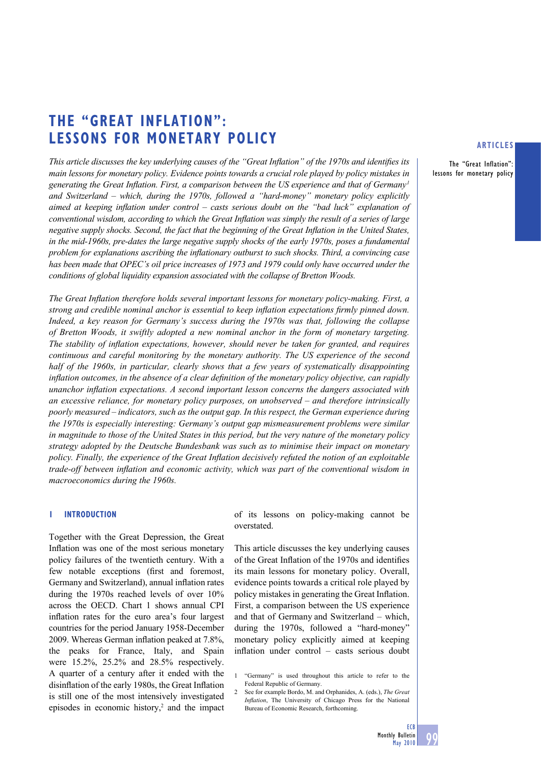# THE "GREAT INFLATION": LESSONS FOR MONETARY POLICY

*This article discusses the key underlying causes of the "Great Inflation" of the 1970s and identifies its main lessons for monetary policy. Evidence points towards a crucial role played by policy mistakes in generating the Great Inflation. First, a comparison between the US experience and that of Germany[1] and Switzerland – which, during the 1970s, followed a "hard-money" monetary policy explicitly aimed at keeping inflation under control – casts serious doubt on the "bad luck" explanation of conventional wisdom, according to which the Great Inflation was simply the result of a series of large negative supply shocks. Second, the fact that the beginning of the Great Inflation in the United States, in the mid-1960s, pre-dates the large negative supply shocks of the early 1970s, poses a fundamental problem for explanations ascribing the inflationary outburst to such shocks. Third, a convincing case has been made that OPEC's oil price increases of 1973 and 1979 could only have occurred under the conditions of global liquidity expansion associated with the collapse of Bretton Woods.*

*The Great Inflation therefore holds several important lessons for monetary policy-making. First, a strong and credible nominal anchor is essential to keep inflation expectations firmly pinned down. Indeed, a key reason for Germany's success during the 1970s was that, following the collapse of Bretton Woods, it swiftly adopted a new nominal anchor in the form of monetary targeting. The stability of inflation expectations, however, should never be taken for granted, and requires continuous and careful monitoring by the monetary authority. The US experience of the second half of the 1960s, in particular, clearly shows that a few years of systematically disappointing inflation outcomes, in the absence of a clear definition of the monetary policy objective, can rapidly unanchor inflation expectations. A second important lesson concerns the dangers associated with an excessive reliance, for monetary policy purposes, on unobserved – and therefore intrinsically poorly measured – indicators, such as the output gap. In this respect, the German experience during the 1970s is especially interesting: Germany's output gap mismeasurement problems were similar in magnitude to those of the United States in this period, but the very nature of the monetary policy strategy adopted by the Deutsche Bundesbank was such as to minimise their impact on monetary policy. Finally, the experience of the Great Inflation decisively refuted the notion of an exploitable trade-off between inflation and economic activity, which was part of the conventional wisdom in macroeconomics during the 1960s.*

## 1 INTRODUCTION

Together with the Great Depression, the Great Inflation was one of the most serious monetary policy failures of the twentieth century. With a few notable exceptions (first and foremost, Germany and Switzerland), annual inflation rates during the 1970s reached levels of over 10% across the OECD. Chart 1 shows annual CPI inflation rates for the euro area's four largest countries for the period January 1958-December 2009. Whereas German inflation peaked at 7.8%, the peaks for France, Italy, and Spain were 15.2%, 25.2% and 28.5% respectively. A quarter of a century after it ended with the disinflation of the early 1980s, the Great Inflation is still one of the most intensively investigated episodes in economic history,[2] and the impact of its lessons on policy-making cannot be overstated.

This article discusses the key underlying causes of the Great Inflation of the 1970s and identifies its main lessons for monetary policy. Overall, evidence points towards a critical role played by policy mistakes in generating the Great Inflation. First, a comparison between the US experience and that of Germany and Switzerland – which, during the 1970s, followed a "hard-money" monetary policy explicitly aimed at keeping inflation under control – casts serious doubt

1 "Germany" is used throughout this article to refer to the Federal Republic of Germany.

2 See for example Bordo, M. and Orphanides, A. (eds.), *The Great Inflation*, The University of Chicago Press for the National Bureau of Economic Research, forthcoming.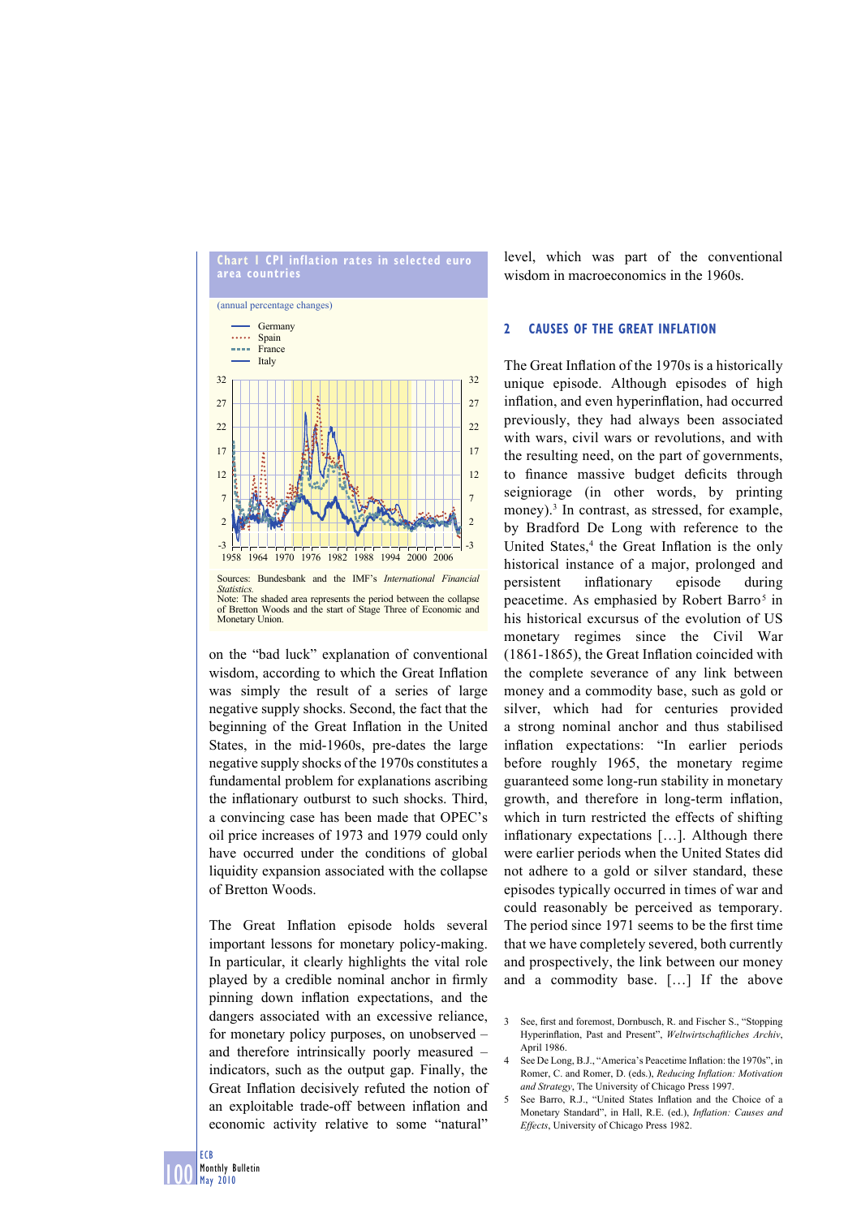**Chart 1 CPI inflation rates in selected euro area countries**

(annual percentage changes)

Sources: Bundesbank and the IMF's *International Financial Statistics*.
Note: The shaded area represents the period between the collapse of Bretton Woods and the start of Stage Three of Economic and Monetary Union.

on the "bad luck" explanation of conventional wisdom, according to which the Great Inflation was simply the result of a series of large negative supply shocks. Second, the fact that the beginning of the Great Inflation in the United States, in the mid-1960s, pre-dates the large negative supply shocks of the 1970s constitutes a fundamental problem for explanations ascribing the inflationary outburst to such shocks. Third, a convincing case has been made that OPEC's oil price increases of 1973 and 1979 could only have occurred under the conditions of global liquidity expansion associated with the collapse of Bretton Woods.

The Great Inflation episode holds several important lessons for monetary policy-making. In particular, it clearly highlights the vital role played by a credible nominal anchor in firmly pinning down inflation expectations, and the dangers associated with an excessive reliance, for monetary policy purposes, on unobserved – and therefore intrinsically poorly measured – indicators, such as the output gap. Finally, the Great Inflation decisively refuted the notion of an exploitable trade-off between inflation and economic activity relative to some "natural" level, which was part of the conventional wisdom in macroeconomics in the 1960s.

## 2 CAUSES OF THE GREAT INFLATION

The Great Inflation of the 1970s is a historically unique episode. Although episodes of high inflation, and even hyperinflation, had occurred previously, they had always been associated with wars, civil wars or revolutions, and with the resulting need, on the part of governments, to finance massive budget deficits through seigniorage (in other words, by printing money).[3] In contrast, as stressed, for example, by Bradford De Long with reference to the United States,[4] the Great Inflation is the only historical instance of a major, prolonged and persistent inflationary episode during peacetime. As emphasised by Robert Barro[5] in his historical excursus of the evolution of US monetary regimes since the Civil War (1861-1865), the Great Inflation coincided with the complete severance of any link between money and a commodity base, such as gold or silver, which had for centuries provided a strong nominal anchor and thus stabilised inflation expectations: "In earlier periods before roughly 1965, the monetary regime guaranteed some long-run stability in monetary growth, and therefore in long-term inflation, which in turn restricted the effects of shifting inflationary expectations […]. Although there were earlier periods when the United States did not adhere to a gold or silver standard, these episodes typically occurred in times of war and could reasonably be perceived as temporary. The period since 1971 seems to be the first time that we have completely severed, both currently and prospectively, the link between our money and a commodity base. […] If the above

3 See, first and foremost, Dornbusch, R. and Fischer S., "Stopping Hyperinflation, Past and Present", *Weltwirtschaftliches Archiv*, April 1986.

4 See De Long, B.J., "America's Peacetime Inflation: the 1970s", in Romer, C. and Romer, D. (eds.), *Reducing Inflation: Motivation and Strategy*, The University of Chicago Press 1997.

5 See Barro, R.J., "United States Inflation and the Choice of a Monetary Standard", in Hall, R.E. (ed.), *Inflation: Causes and Effects*, University of Chicago Press 1982.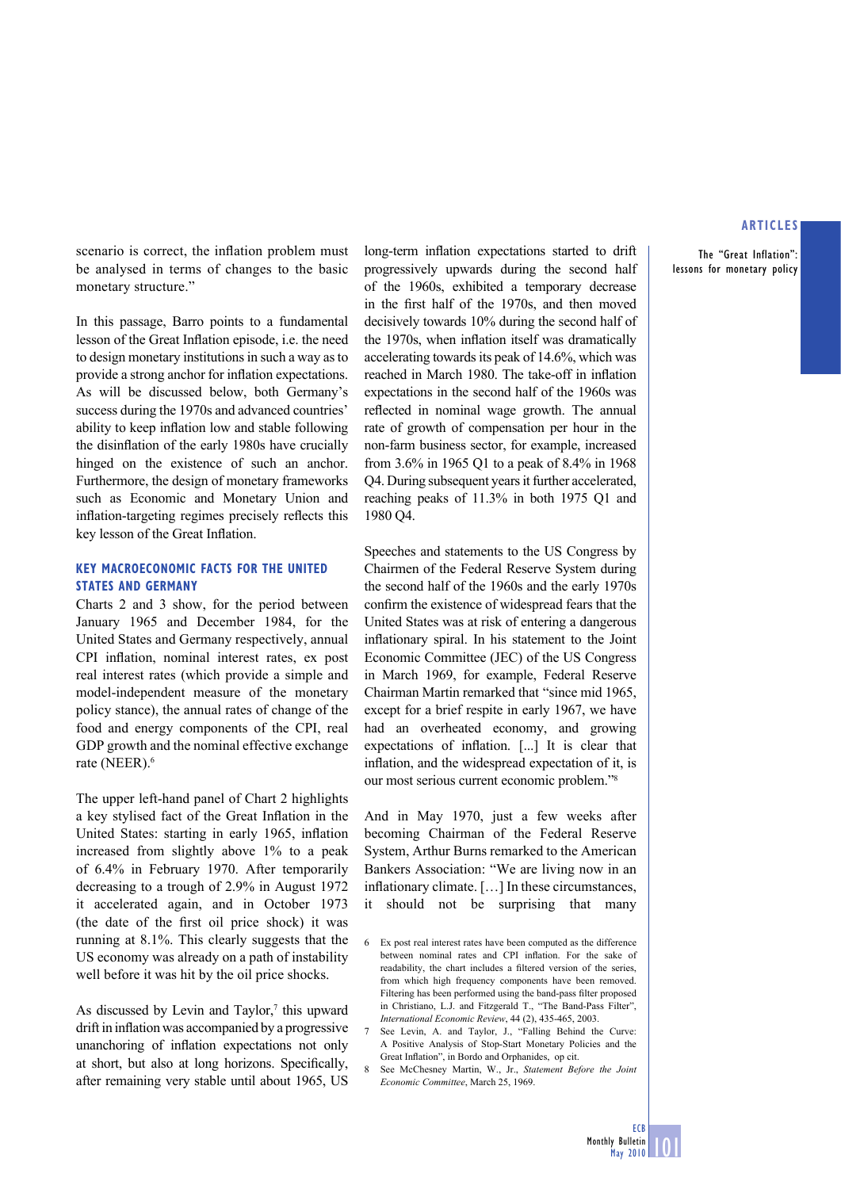scenario is correct, the inflation problem must be analysed in terms of changes to the basic monetary structure."

In this passage, Barro points to a fundamental lesson of the Great Inflation episode, i.e. the need to design monetary institutions in such a way as to provide a strong anchor for inflation expectations. As will be discussed below, both Germany's success during the 1970s and advanced countries' ability to keep inflation low and stable following the disinflation of the early 1980s have crucially hinged on the existence of such an anchor. Furthermore, the design of monetary frameworks such as Economic and Monetary Union and inflation-targeting regimes precisely reflects this key lesson of the Great Inflation.

## KEY MACROECONOMIC FACTS FOR THE UNITED STATES AND GERMANY

Charts 2 and 3 show, for the period between January 1965 and December 1984, for the United States and Germany respectively, annual CPI inflation, nominal interest rates, ex post real interest rates (which provide a simple and model-independent measure of the monetary policy stance), the annual rates of change of the food and energy components of the CPI, real GDP growth and the nominal effective exchange rate (NEER).[6]

The upper left-hand panel of Chart 2 highlights a key stylised fact of the Great Inflation in the United States: starting in early 1965, inflation increased from slightly above 1% to a peak of 6.4% in February 1970. After temporarily decreasing to a trough of 2.9% in August 1972 it accelerated again, and in October 1973 (the date of the first oil price shock) it was running at 8.1%. This clearly suggests that the US economy was already on a path of instability well before it was hit by the oil price shocks.

As discussed by Levin and Taylor,[7] this upward drift in inflation was accompanied by a progressive unanchoring of inflation expectations not only at short, but also at long horizons. Specifically, after remaining very stable until about 1965, US long-term inflation expectations started to drift progressively upwards during the second half of the 1960s, exhibited a temporary decrease in the first half of the 1970s, and then moved decisively towards 10% during the second half of the 1970s, when inflation itself was dramatically accelerating towards its peak of 14.6%, which was reached in March 1980. The take-off in inflation expectations in the second half of the 1960s was reflected in nominal wage growth. The annual rate of growth of compensation per hour in the non-farm business sector, for example, increased from 3.6% in 1965 Q1 to a peak of 8.4% in 1968 Q4. During subsequent years it further accelerated, reaching peaks of 11.3% in both 1975 Q1 and 1980 Q4.

Speeches and statements to the US Congress by Chairmen of the Federal Reserve System during the second half of the 1960s and the early 1970s confirm the existence of widespread fears that the United States was at risk of entering a dangerous inflationary spiral. In his statement to the Joint Economic Committee (JEC) of the US Congress in March 1969, for example, Federal Reserve Chairman Martin remarked that "since mid 1965, except for a brief respite in early 1967, we have had an overheated economy, and growing expectations of inflation. [...] It is clear that inflation, and the widespread expectation of it, is our most serious current economic problem."[8]

And in May 1970, just a few weeks after becoming Chairman of the Federal Reserve System, Arthur Burns remarked to the American Bankers Association: "We are living now in an inflationary climate. […] In these circumstances, it should not be surprising that many

6 Ex post real interest rates have been computed as the difference between nominal rates and CPI inflation. For the sake of readability, the chart includes a filtered version of the series, from which high frequency components have been removed. Filtering has been performed using the band-pass filter proposed in Christiano, L.J. and Fitzgerald T., "The Band-Pass Filter", *International Economic Review*, 44 (2), 435-465, 2003.

7 See Levin, A. and Taylor, J., "Falling Behind the Curve: A Positive Analysis of Stop-Start Monetary Policies and the Great Inflation", in Bordo and Orphanides, op cit.

8 See McChesney Martin, W., Jr., *Statement Before the Joint Economic Committee*, March 25, 1969.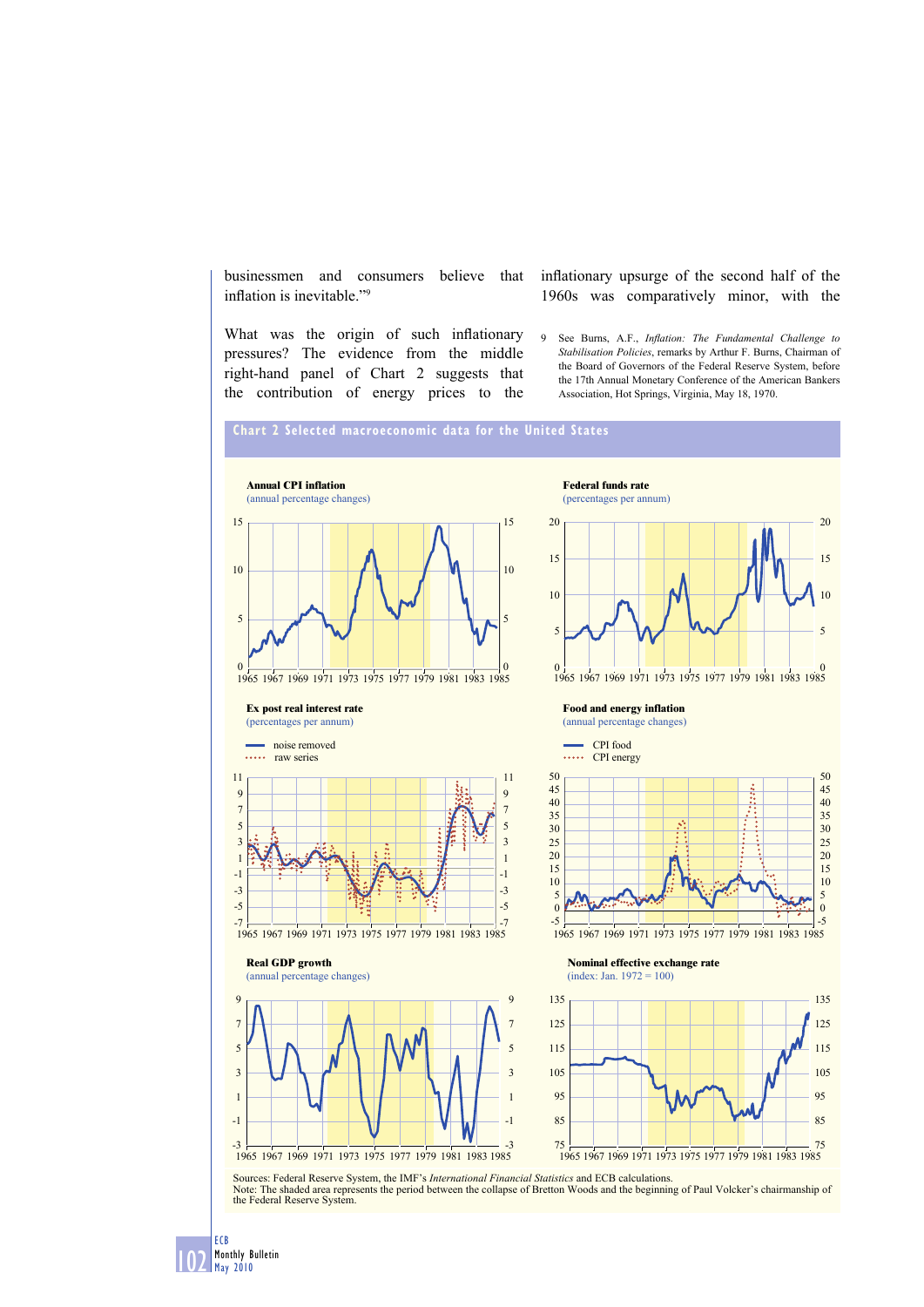businessmen and consumers believe that inflation is inevitable."[9]

What was the origin of such inflationary pressures? The evidence from the middle right-hand panel of Chart 2 suggests that the contribution of energy prices to the inflationary upsurge of the second half of the 1960s was comparatively minor, with the

9 See Burns, A.F., *Inflation: The Fundamental Challenge to Stabilisation Policies*, remarks by Arthur F. Burns, Chairman of the Board of Governors of the Federal Reserve System, before the 17th Annual Monetary Conference of the American Bankers Association, Hot Springs, Virginia, May 18, 1970.

**Chart 2 Selected macroeconomic data for the United States**

**Annual CPI inflation**
(annual percentage changes)

**Federal funds rate**
(percentages per annum)

**Ex post real interest rate**
(percentages per annum)

noise removed
raw series

**Food and energy inflation**
(annual percentage changes)

CPI food
CPI energy

**Real GDP growth**
(annual percentage changes)

**Nominal effective exchange rate**
(index: Jan. 1972 = 100)

Sources: Federal Reserve System, the IMF's *International Financial Statistics* and ECB calculations.
Note: The shaded area represents the period between the collapse of Bretton Woods and the beginning of Paul Volcker's chairmanship of the Federal Reserve System.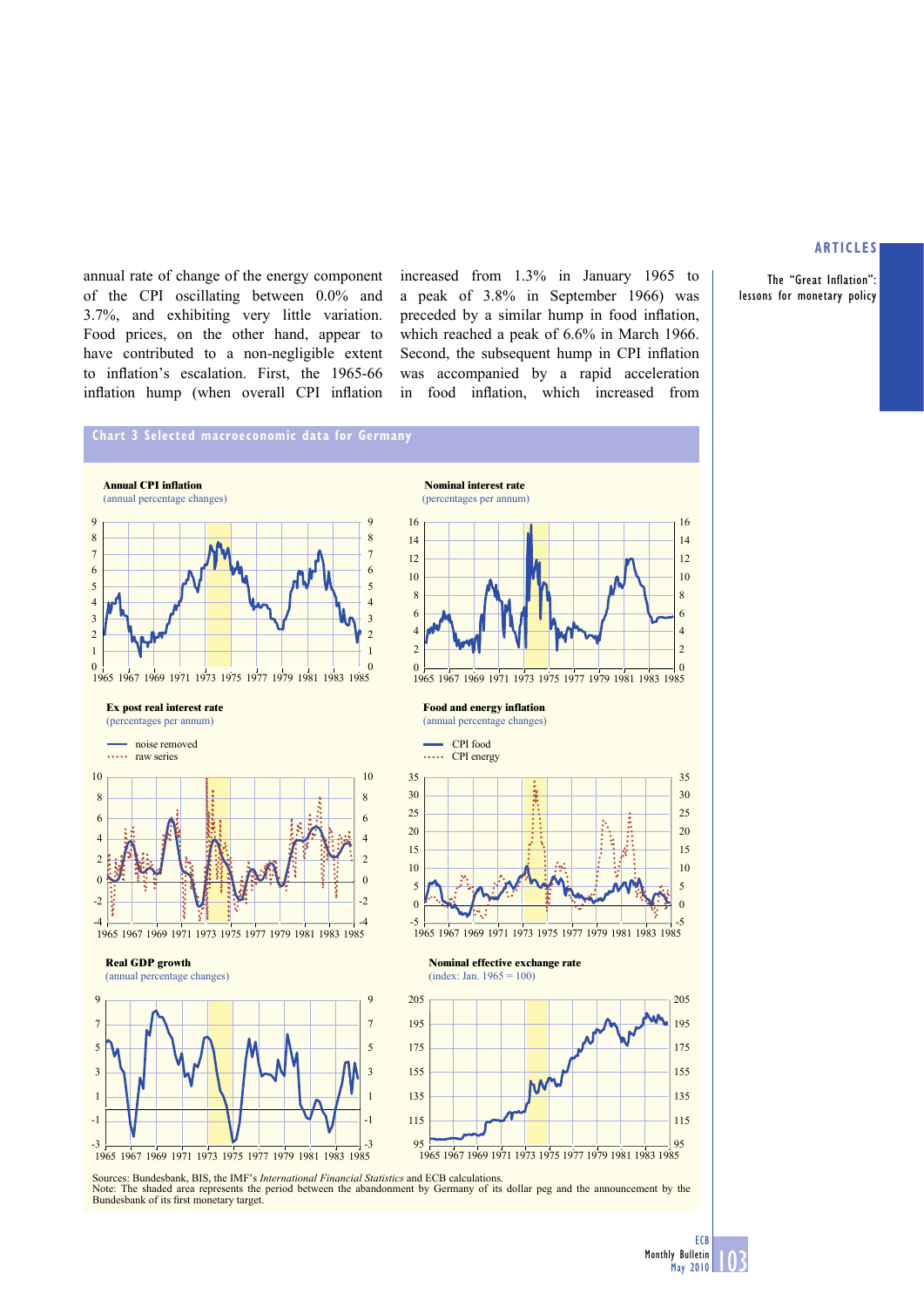annual rate of change of the energy component of the CPI oscillating between 0.0% and 3.7%, and exhibiting very little variation. Food prices, on the other hand, appear to have contributed to a non-negligible extent to inflation's escalation. First, the 1965-66 inflation hump (when overall CPI inflation increased from 1.3% in January 1965 to a peak of 3.8% in September 1966) was preceded by a similar hump in food inflation, which reached a peak of 6.6% in March 1966. Second, the subsequent hump in CPI inflation was accompanied by a rapid acceleration in food inflation, which increased from

**Chart 3 Selected macroeconomic data for Germany**

**Annual CPI inflation**
(annual percentage changes)

**Nominal interest rate**
(percentages per annum)

**Ex post real interest rate**
(percentages per annum)

noise removed
raw series

**Food and energy inflation**
(annual percentage changes)

CPI food
CPI energy

**Real GDP growth**
(annual percentage changes)

**Nominal effective exchange rate**
(index: Jan. 1965 = 100)

Sources: Bundesbank, BIS, the IMF's *International Financial Statistics* and ECB calculations.
Note: The shaded area represents the period between the abandonment by Germany of its dollar peg and the announcement by the Bundesbank of its first monetary target.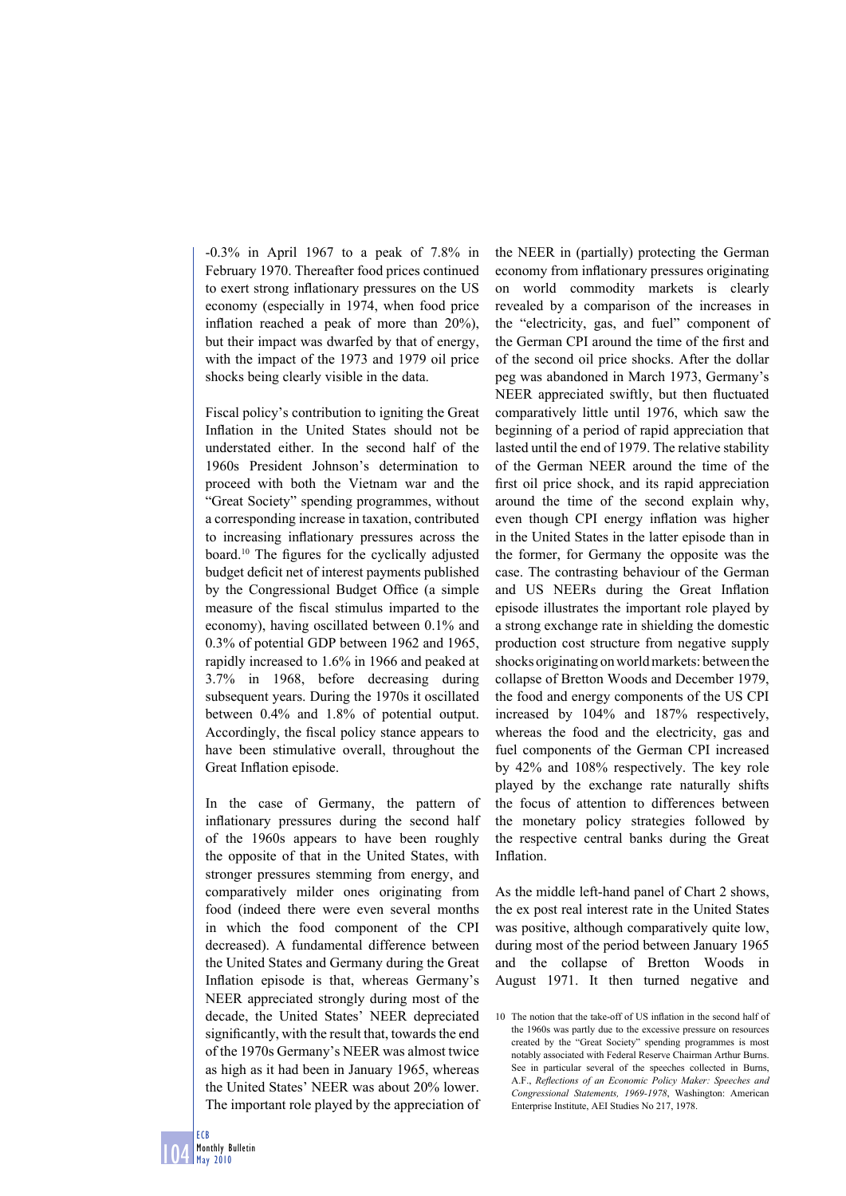-0.3% in April 1967 to a peak of 7.8% in February 1970. Thereafter food prices continued to exert strong inflationary pressures on the US economy (especially in 1974, when food price inflation reached a peak of more than 20%), but their impact was dwarfed by that of energy, with the impact of the 1973 and 1979 oil price shocks being clearly visible in the data.

Fiscal policy's contribution to igniting the Great Inflation in the United States should not be understated either. In the second half of the 1960s President Johnson's determination to proceed with both the Vietnam war and the "Great Society" spending programmes, without a corresponding increase in taxation, contributed to increasing inflationary pressures across the board.[10] The figures for the cyclically adjusted budget deficit net of interest payments published by the Congressional Budget Office (a simple measure of the fiscal stimulus imparted to the economy), having oscillated between 0.1% and 0.3% of potential GDP between 1962 and 1965, rapidly increased to 1.6% in 1966 and peaked at 3.7% in 1968, before decreasing during subsequent years. During the 1970s it oscillated between 0.4% and 1.8% of potential output. Accordingly, the fiscal policy stance appears to have been stimulative overall, throughout the Great Inflation episode.

In the case of Germany, the pattern of inflationary pressures during the second half of the 1960s appears to have been roughly the opposite of that in the United States, with stronger pressures stemming from energy, and comparatively milder ones originating from food (indeed there were even several months in which the food component of the CPI decreased). A fundamental difference between the United States and Germany during the Great Inflation episode is that, whereas Germany's NEER appreciated strongly during most of the decade, the United States' NEER depreciated significantly, with the result that, towards the end of the 1970s Germany's NEER was almost twice as high as it had been in January 1965, whereas the United States' NEER was about 20% lower. The important role played by the appreciation of the NEER in (partially) protecting the German economy from inflationary pressures originating on world commodity markets is clearly revealed by a comparison of the increases in the "electricity, gas, and fuel" component of the German CPI around the time of the first and of the second oil price shocks. After the dollar peg was abandoned in March 1973, Germany's NEER appreciated swiftly, but then fluctuated comparatively little until 1976, which saw the beginning of a period of rapid appreciation that lasted until the end of 1979. The relative stability of the German NEER around the time of the first oil price shock, and its rapid appreciation around the time of the second explain why, even though CPI energy inflation was higher in the United States in the latter episode than in the former, for Germany the opposite was the case. The contrasting behaviour of the German and US NEERs during the Great Inflation episode illustrates the important role played by a strong exchange rate in shielding the domestic production cost structure from negative supply shocks originating on world markets: between the collapse of Bretton Woods and December 1979, the food and energy components of the US CPI increased by 104% and 187% respectively, whereas the food and the electricity, gas and fuel components of the German CPI increased by 42% and 108% respectively. The key role played by the exchange rate naturally shifts the focus of attention to differences between the monetary policy strategies followed by the respective central banks during the Great Inflation.

As the middle left-hand panel of Chart 2 shows, the ex post real interest rate in the United States was positive, although comparatively quite low, during most of the period between January 1965 and the collapse of Bretton Woods in August 1971. It then turned negative and

10 The notion that the take-off of US inflation in the second half of the 1960s was partly due to the excessive pressure on resources created by the "Great Society" spending programmes is most notably associated with Federal Reserve Chairman Arthur Burns. See in particular several of the speeches collected in Burns, A.F., *Reflections of an Economic Policy Maker: Speeches and Congressional Statements, 1969-1978*, Washington: American Enterprise Institute, AEI Studies No 217, 1978.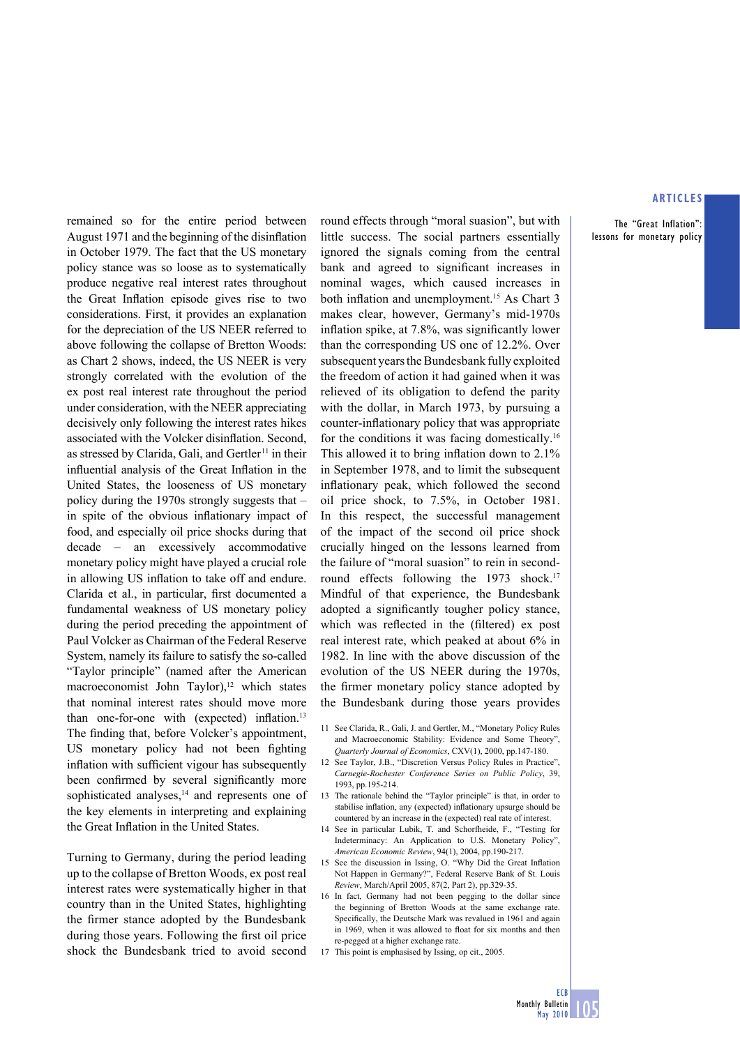remained so for the entire period between August 1971 and the beginning of the disinflation in October 1979. The fact that the US monetary policy stance was so loose as to systematically produce negative real interest rates throughout the Great Inflation episode gives rise to two considerations. First, it provides an explanation for the depreciation of the US NEER referred to above following the collapse of Bretton Woods: as Chart 2 shows, indeed, the US NEER is very strongly correlated with the evolution of the ex post real interest rate throughout the period under consideration, with the NEER appreciating decisively only following the interest rates hikes associated with the Volcker disinflation. Second, as stressed by Clarida, Gali, and Gertler[11] in their influential analysis of the Great Inflation in the United States, the looseness of US monetary policy during the 1970s strongly suggests that – in spite of the obvious inflationary impact of food, and especially oil price shocks during that decade – an excessively accommodative monetary policy might have played a crucial role in allowing US inflation to take off and endure. Clarida et al., in particular, first documented a fundamental weakness of US monetary policy during the period preceding the appointment of Paul Volcker as Chairman of the Federal Reserve System, namely its failure to satisfy the so-called "Taylor principle" (named after the American macroeconomist John Taylor),[12] which states that nominal interest rates should move more than one-for-one with (expected) inflation.[13] The finding that, before Volcker's appointment, US monetary policy had not been fighting inflation with sufficient vigour has subsequently been confirmed by several significantly more sophisticated analyses,[14] and represents one of the key elements in interpreting and explaining the Great Inflation in the United States.

Turning to Germany, during the period leading up to the collapse of Bretton Woods, ex post real interest rates were systematically higher in that country than in the United States, highlighting the firmer stance adopted by the Bundesbank during those years. Following the first oil price shock the Bundesbank tried to avoid second round effects through "moral suasion", but with little success. The social partners essentially ignored the signals coming from the central bank and agreed to significant increases in nominal wages, which caused increases in both inflation and unemployment.[15] As Chart 3 makes clear, however, Germany's mid-1970s inflation spike, at 7.8%, was significantly lower than the corresponding US one of 12.2%. Over subsequent years the Bundesbank fully exploited the freedom of action it had gained when it was relieved of its obligation to defend the parity with the dollar, in March 1973, by pursuing a counter-inflationary policy that was appropriate for the conditions it was facing domestically.[16] This allowed it to bring inflation down to 2.1% in September 1978, and to limit the subsequent inflationary peak, which followed the second oil price shock, to 7.5%, in October 1981. In this respect, the successful management of the impact of the second oil price shock crucially hinged on the lessons learned from the failure of "moral suasion" to rein in second-round effects following the 1973 shock.[17] Mindful of that experience, the Bundesbank adopted a significantly tougher policy stance, which was reflected in the (filtered) ex post real interest rate, which peaked at about 6% in 1982. In line with the above discussion of the evolution of the US NEER during the 1970s, the firmer monetary policy stance adopted by the Bundesbank during those years provides

11 See Clarida, R., Gali, J. and Gertler, M., "Monetary Policy Rules and Macroeconomic Stability: Evidence and Some Theory", *Quarterly Journal of Economics*, CXV(1), 2000, pp.147-180.

12 See Taylor, J.B., "Discretion Versus Policy Rules in Practice", *Carnegie-Rochester Conference Series on Public Policy*, 39, 1993, pp.195-214.

13 The rationale behind the "Taylor principle" is that, in order to stabilise inflation, any (expected) inflationary upsurge should be countered by an increase in the (expected) real rate of interest.

14 See in particular Lubik, T. and Schorfheide, F., "Testing for Indeterminacy: An Application to U.S. Monetary Policy", *American Economic Review*, 94(1), 2004, pp.190-217.

15 See the discussion in Issing, O. "Why Did the Great Inflation Not Happen in Germany?", Federal Reserve Bank of St. Louis *Review*, March/April 2005, 87(2, Part 2), pp.329-35.

16 In fact, Germany had not been pegging to the dollar since the beginning of Bretton Woods at the same exchange rate. Specifically, the Deutsche Mark was revalued in 1961 and again in 1969, when it was allowed to float for six months and then re-pegged at a higher exchange rate.

17 This point is emphasised by Issing, op cit., 2005.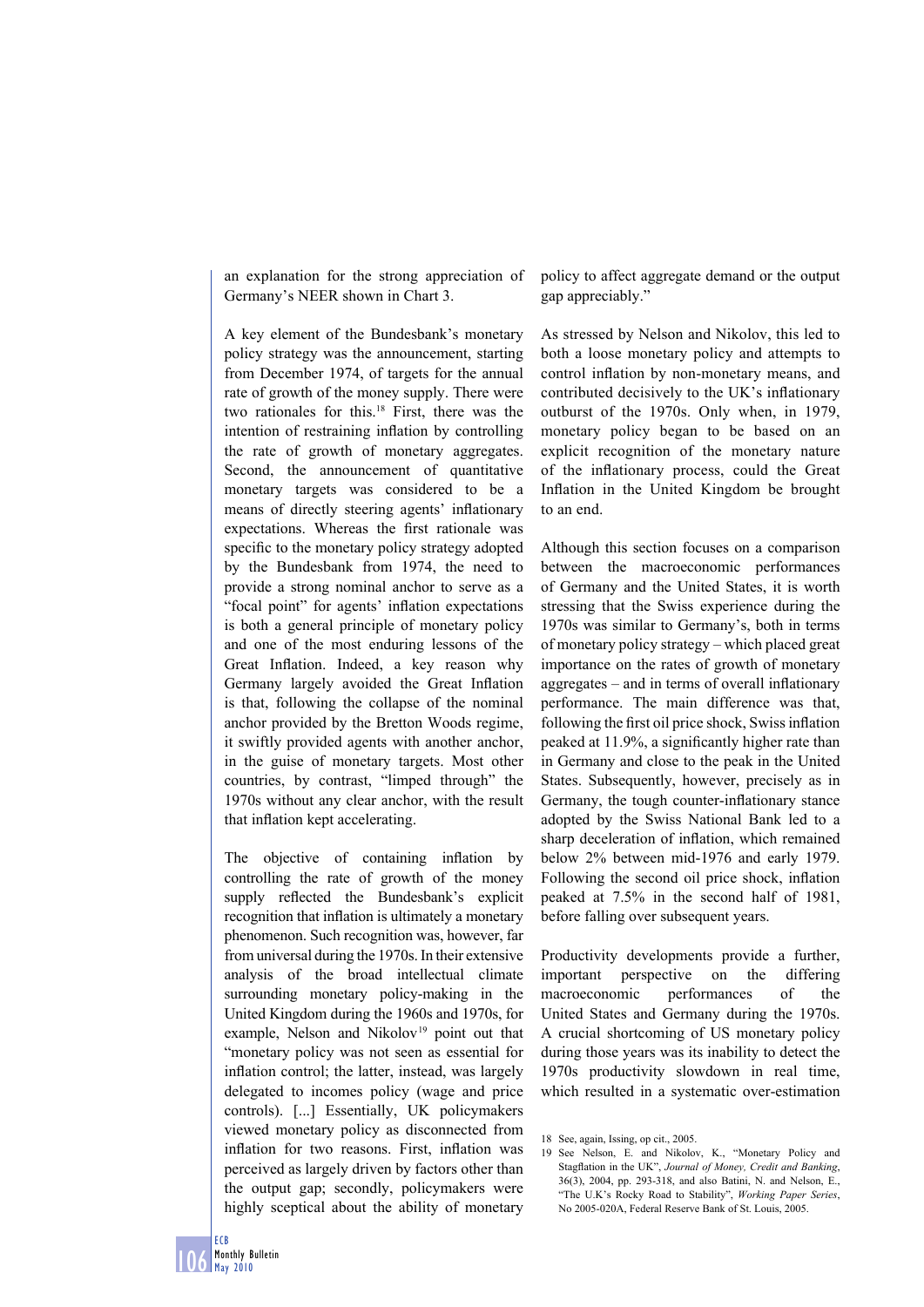an explanation for the strong appreciation of Germany's NEER shown in Chart 3.

A key element of the Bundesbank's monetary policy strategy was the announcement, starting from December 1974, of targets for the annual rate of growth of the money supply. There were two rationales for this.[18] First, there was the intention of restraining inflation by controlling the rate of growth of monetary aggregates. Second, the announcement of quantitative monetary targets was considered to be a means of directly steering agents' inflationary expectations. Whereas the first rationale was specific to the monetary policy strategy adopted by the Bundesbank from 1974, the need to provide a strong nominal anchor to serve as a "focal point" for agents' inflation expectations is both a general principle of monetary policy and one of the most enduring lessons of the Great Inflation. Indeed, a key reason why Germany largely avoided the Great Inflation is that, following the collapse of the nominal anchor provided by the Bretton Woods regime, it swiftly provided agents with another anchor, in the guise of monetary targets. Most other countries, by contrast, "limped through" the 1970s without any clear anchor, with the result that inflation kept accelerating.

The objective of containing inflation by controlling the rate of growth of the money supply reflected the Bundesbank's explicit recognition that inflation is ultimately a monetary phenomenon. Such recognition was, however, far from universal during the 1970s. In their extensive analysis of the broad intellectual climate surrounding monetary policy-making in the United Kingdom during the 1960s and 1970s, for example, Nelson and Nikolov[19] point out that "monetary policy was not seen as essential for inflation control; the latter, instead, was largely delegated to incomes policy (wage and price controls). [...] Essentially, UK policymakers viewed monetary policy as disconnected from inflation for two reasons. First, inflation was perceived as largely driven by factors other than the output gap; secondly, policymakers were highly sceptical about the ability of monetary policy to affect aggregate demand or the output gap appreciably."

As stressed by Nelson and Nikolov, this led to both a loose monetary policy and attempts to control inflation by non-monetary means, and contributed decisively to the UK's inflationary outburst of the 1970s. Only when, in 1979, monetary policy began to be based on an explicit recognition of the monetary nature of the inflationary process, could the Great Inflation in the United Kingdom be brought to an end.

Although this section focuses on a comparison between the macroeconomic performances of Germany and the United States, it is worth stressing that the Swiss experience during the 1970s was similar to Germany's, both in terms of monetary policy strategy – which placed great importance on the rates of growth of monetary aggregates – and in terms of overall inflationary performance. The main difference was that, following the first oil price shock, Swiss inflation peaked at 11.9%, a significantly higher rate than in Germany and close to the peak in the United States. Subsequently, however, precisely as in Germany, the tough counter-inflationary stance adopted by the Swiss National Bank led to a sharp deceleration of inflation, which remained below 2% between mid-1976 and early 1979. Following the second oil price shock, inflation peaked at 7.5% in the second half of 1981, before falling over subsequent years.

Productivity developments provide a further, important perspective on the differing macroeconomic performances of the United States and Germany during the 1970s. A crucial shortcoming of US monetary policy during those years was its inability to detect the 1970s productivity slowdown in real time, which resulted in a systematic over-estimation

18 See, again, Issing, op cit., 2005.

19 See Nelson, E. and Nikolov, K., "Monetary Policy and Stagflation in the UK", *Journal of Money, Credit and Banking*, 36(3), 2004, pp. 293-318, and also Batini, N. and Nelson, E., "The U.K's Rocky Road to Stability", *Working Paper Series*, No 2005-020A, Federal Reserve Bank of St. Louis, 2005.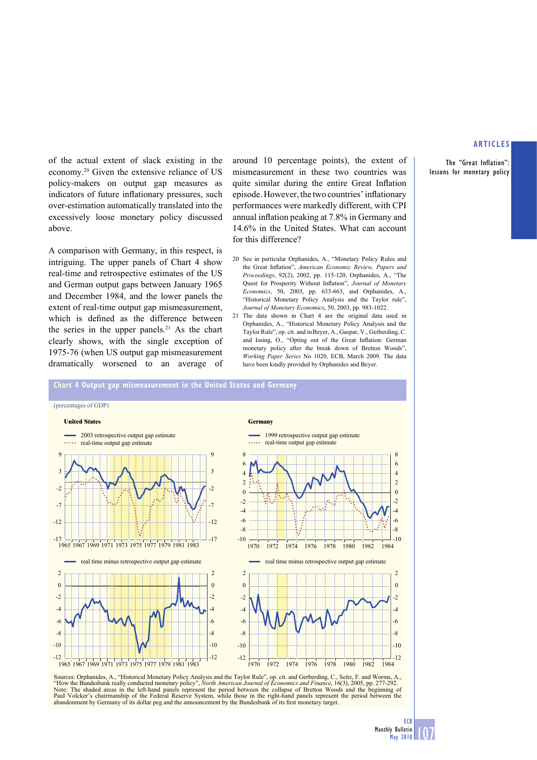of the actual extent of slack existing in the economy.[20] Given the extensive reliance of US policy-makers on output gap measures as indicators of future inflationary pressures, such over-estimation automatically translated into the excessively loose monetary policy discussed above.

A comparison with Germany, in this respect, is intriguing. The upper panels of Chart 4 show real-time and retrospective estimates of the US and German output gaps between January 1965 and December 1984, and the lower panels the extent of real-time output gap mismeasurement, which is defined as the difference between the series in the upper panels.[21] As the chart clearly shows, with the single exception of 1975-76 (when US output gap mismeasurement dramatically worsened to an average of around 10 percentage points), the extent of mismeasurement in these two countries was quite similar during the entire Great Inflation episode. However, the two countries' inflationary performances were markedly different, with CPI annual inflation peaking at 7.8% in Germany and 14.6% in the United States. What can account for this difference?

20 See in particular Orphanides, A., "Monetary Policy Rules and the Great Inflation", *American Economic Review, Papers and Proceedings*, 92(2), 2002, pp. 115-120, Orphanides, A., "The Quest for Prosperity Without Inflation", *Journal of Monetary Economics*, 50, 2003, pp. 633-663, and Orphanides, A., "Historical Monetary Policy Analysis and the Taylor rule", *Journal of Monetary Economics*, 50, 2003, pp. 983-1022.

21 The data shown in Chart 4 are the original data used in Orphanides, A., "Historical Monetary Policy Analysis and the Taylor Rule", op. cit. and in Beyer, A., Gaspar, V., Gerberding, C. and Issing, O., "Opting out of the Great Inflation: German monetary policy after the break down of Bretton Woods", *Working Paper Series* No 1020, ECB, March 2009. The data have been kindly provided by Orphanides and Beyer.

**Chart 4 Output gap mismeasurement in the United States and Germany**

(percentages of GDP)

Sources: Orphanides, A., "Historical Monetary Policy Analysis and the Taylor Rule", op. cit. and Gerberding, C., Seitz, F. and Worms, A., "How the Bundesbank really conducted monetary policy", *North American Journal of Economics and Finance*, 16(3), 2005, pp. 277-292.
Note: The shaded areas in the left-hand panels represent the period between the collapse of Bretton Woods and the beginning of Paul Volcker's chairmanship of the Federal Reserve System, while those in the right-hand panels represent the period between the abandonment by Germany of its dollar peg and the announcement by the Bundesbank of its first monetary target.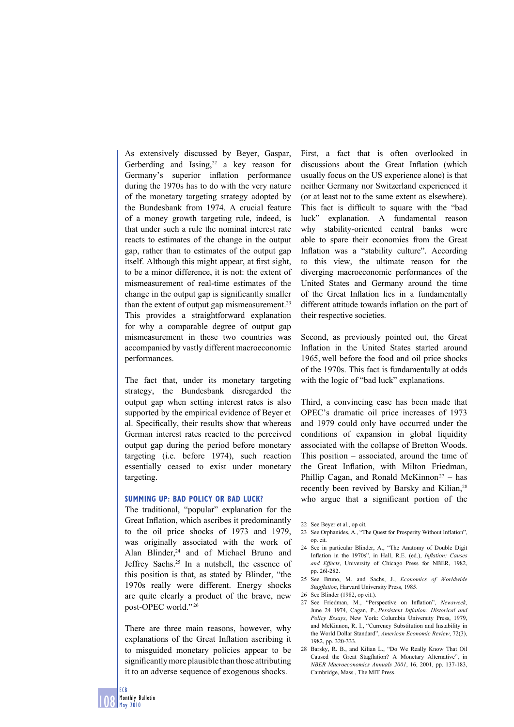As extensively discussed by Beyer, Gaspar, Gerberding and Issing,[22] a key reason for Germany's superior inflation performance during the 1970s has to do with the very nature of the monetary targeting strategy adopted by the Bundesbank from 1974. A crucial feature of a money growth targeting rule, indeed, is that under such a rule the nominal interest rate reacts to estimates of the change in the output gap, rather than to estimates of the output gap itself. Although this might appear, at first sight, to be a minor difference, it is not: the extent of mismeasurement of real-time estimates of the change in the output gap is significantly smaller than the extent of output gap mismeasurement.[23] This provides a straightforward explanation for why a comparable degree of output gap mismeasurement in these two countries was accompanied by vastly different macroeconomic performances.

The fact that, under its monetary targeting strategy, the Bundesbank disregarded the output gap when setting interest rates is also supported by the empirical evidence of Beyer et al. Specifically, their results show that whereas German interest rates reacted to the perceived output gap during the period before monetary targeting (i.e. before 1974), such reaction essentially ceased to exist under monetary targeting.

### SUMMING UP: BAD POLICY OR BAD LUCK?

The traditional, "popular" explanation for the Great Inflation, which ascribes it predominantly to the oil price shocks of 1973 and 1979, was originally associated with the work of Alan Blinder,[24] and of Michael Bruno and Jeffrey Sachs.[25] In a nutshell, the essence of this position is that, as stated by Blinder, "the 1970s really were different. Energy shocks are quite clearly a product of the brave, new post-OPEC world."[26]

There are three main reasons, however, why explanations of the Great Inflation ascribing it to misguided monetary policies appear to be significantly more plausible than those attributing it to an adverse sequence of exogenous shocks.

First, a fact that is often overlooked in discussions about the Great Inflation (which usually focus on the US experience alone) is that neither Germany nor Switzerland experienced it (or at least not to the same extent as elsewhere). This fact is difficult to square with the "bad luck" explanation. A fundamental reason why stability-oriented central banks were able to spare their economies from the Great Inflation was a "stability culture". According to this view, the ultimate reason for the diverging macroeconomic performances of the United States and Germany around the time of the Great Inflation lies in a fundamentally different attitude towards inflation on the part of their respective societies.

Second, as previously pointed out, the Great Inflation in the United States started around 1965, well before the food and oil price shocks of the 1970s. This fact is fundamentally at odds with the logic of "bad luck" explanations.

Third, a convincing case has been made that OPEC's dramatic oil price increases of 1973 and 1979 could only have occurred under the conditions of expansion in global liquidity associated with the collapse of Bretton Woods. This position – associated, around the time of the Great Inflation, with Milton Friedman, Phillip Cagan, and Ronald McKinnon[27] – has recently been revived by Barsky and Kilian,[28] who argue that a significant portion of the

22 See Beyer et al., op cit.

23 See Orphanides, A., "The Quest for Prosperity Without Inflation", op. cit.

24 See in particular Blinder, A., "The Anatomy of Double Digit Inflation in the 1970s", in Hall, R.E. (ed.), *Inflation: Causes and Effects*, University of Chicago Press for NBER, 1982, pp. 261-282.

25 See Bruno, M. and Sachs, J., *Economics of Worldwide Stagflation*, Harvard University Press, 1985.

26 See Blinder (1982, op cit.).

27 See Friedman, M., "Perspective on Inflation", *Newsweek*, June 24 1974, Cagan, P., *Persistent Inflation: Historical and Policy Essays*, New York: Columbia University Press, 1979, and McKinnon, R. I., "Currency Substitution and Instability in the World Dollar Standard", *American Economic Review*, 72(3), 1982, pp. 320-333.

28 Barsky, R. B., and Kilian L., "Do We Really Know That Oil Caused the Great Stagflation? A Monetary Alternative", in *NBER Macroeconomics Annuals 2001*, 16, 2001, pp. 137-183, Cambridge, Mass., The MIT Press.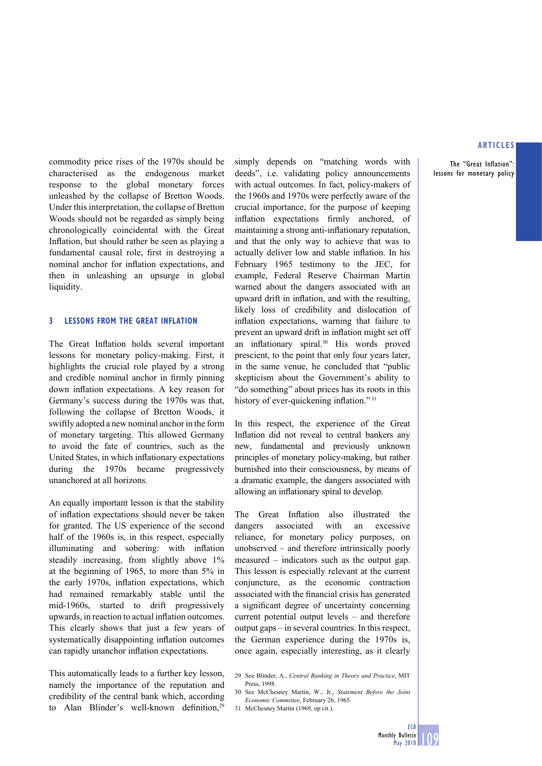commodity price rises of the 1970s should be characterised as the endogenous market response to the global monetary forces unleashed by the collapse of Bretton Woods. Under this interpretation, the collapse of Bretton Woods should not be regarded as simply being chronologically coincidental with the Great Inflation, but should rather be seen as playing a fundamental causal role, first in destroying a nominal anchor for inflation expectations, and then in unleashing an upsurge in global liquidity.

## 3 LESSONS FROM THE GREAT INFLATION

The Great Inflation holds several important lessons for monetary policy-making. First, it highlights the crucial role played by a strong and credible nominal anchor in firmly pinning down inflation expectations. A key reason for Germany's success during the 1970s was that, following the collapse of Bretton Woods, it swiftly adopted a new nominal anchor in the form of monetary targeting. This allowed Germany to avoid the fate of countries, such as the United States, in which inflationary expectations during the 1970s became progressively unanchored at all horizons.

An equally important lesson is that the stability of inflation expectations should never be taken for granted. The US experience of the second half of the 1960s is, in this respect, especially illuminating and sobering: with inflation steadily increasing, from slightly above 1% at the beginning of 1965, to more than 5% in the early 1970s, inflation expectations, which had remained remarkably stable until the mid-1960s, started to drift progressively upwards, in reaction to actual inflation outcomes. This clearly shows that just a few years of systematically disappointing inflation outcomes can rapidly unanchor inflation expectations.

This automatically leads to a further key lesson, namely the importance of the reputation and credibility of the central bank which, according to Alan Blinder's well-known definition,[29] simply depends on "matching words with deeds", i.e. validating policy announcements with actual outcomes. In fact, policy-makers of the 1960s and 1970s were perfectly aware of the crucial importance, for the purpose of keeping inflation expectations firmly anchored, of maintaining a strong anti-inflationary reputation, and that the only way to achieve that was to actually deliver low and stable inflation. In his February 1965 testimony to the JEC, for example, Federal Reserve Chairman Martin warned about the dangers associated with an upward drift in inflation, and with the resulting, likely loss of credibility and dislocation of inflation expectations, warning that failure to prevent an upward drift in inflation might set off an inflationary spiral.[30] His words proved prescient, to the point that only four years later, in the same venue, he concluded that "public skepticism about the Government's ability to "do something" about prices has its roots in this history of ever-quickening inflation."[31]

In this respect, the experience of the Great Inflation did not reveal to central bankers any new, fundamental and previously unknown principles of monetary policy-making, but rather burnished into their consciousness, by means of a dramatic example, the dangers associated with allowing an inflationary spiral to develop.

The Great Inflation also illustrated the dangers associated with an excessive reliance, for monetary policy purposes, on unobserved – and therefore intrinsically poorly measured – indicators such as the output gap. This lesson is especially relevant at the current conjuncture, as the economic contraction associated with the financial crisis has generated a significant degree of uncertainty concerning current potential output levels – and therefore output gaps – in several countries. In this respect, the German experience during the 1970s is, once again, especially interesting, as it clearly

29 See Blinder, A., *Central Banking in Theory and Practice*, MIT Press, 1998.

30 See McChesney Martin, W., Jr., *Statement Before the Joint Economic Committee*, February 26, 1965.

31 McChesney Martin (1969, op cit.).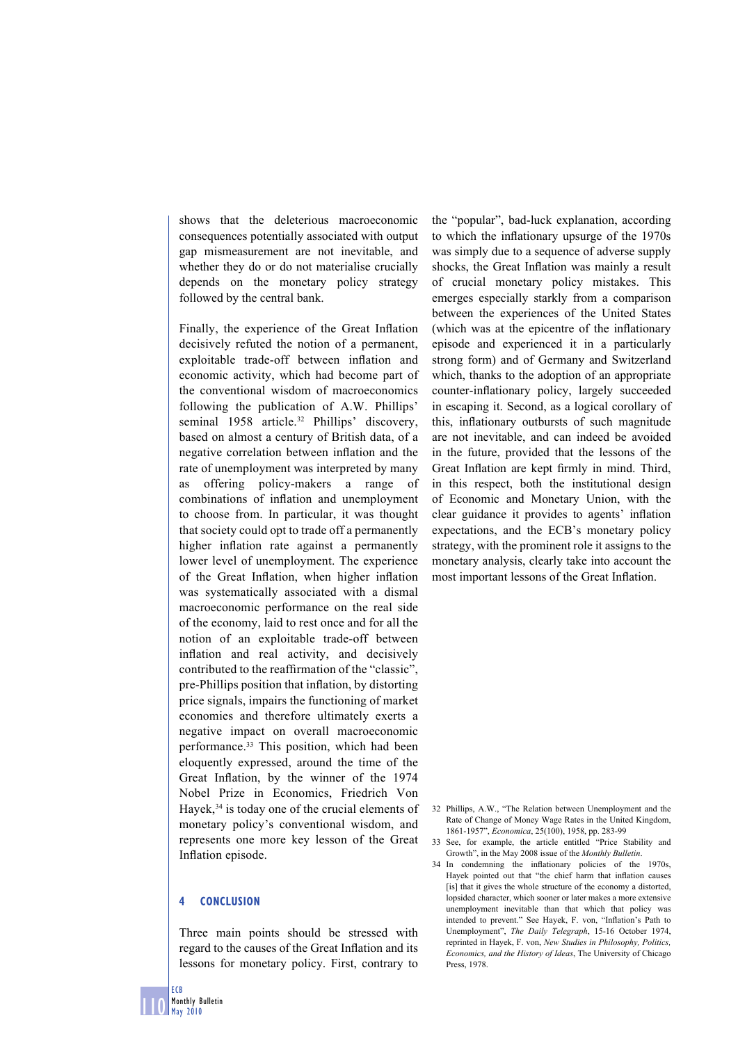shows that the deleterious macroeconomic consequences potentially associated with output gap mismeasurement are not inevitable, and whether they do or do not materialise crucially depends on the monetary policy strategy followed by the central bank.

Finally, the experience of the Great Inflation decisively refuted the notion of a permanent, exploitable trade-off between inflation and economic activity, which had become part of the conventional wisdom of macroeconomics following the publication of A.W. Phillips' seminal 1958 article.[32] Phillips' discovery, based on almost a century of British data, of a negative correlation between inflation and the rate of unemployment was interpreted by many as offering policy-makers a range of combinations of inflation and unemployment to choose from. In particular, it was thought that society could opt to trade off a permanently higher inflation rate against a permanently lower level of unemployment. The experience of the Great Inflation, when higher inflation was systematically associated with a dismal macroeconomic performance on the real side of the economy, laid to rest once and for all the notion of an exploitable trade-off between inflation and real activity, and decisively contributed to the reaffirmation of the "classic", pre-Phillips position that inflation, by distorting price signals, impairs the functioning of market economies and therefore ultimately exerts a negative impact on overall macroeconomic performance.[33] This position, which had been eloquently expressed, around the time of the Great Inflation, by the winner of the 1974 Nobel Prize in Economics, Friedrich Von Hayek,[34] is today one of the crucial elements of monetary policy's conventional wisdom, and represents one more key lesson of the Great Inflation episode.

## 4 CONCLUSION

Three main points should be stressed with regard to the causes of the Great Inflation and its lessons for monetary policy. First, contrary to the "popular", bad-luck explanation, according to which the inflationary upsurge of the 1970s was simply due to a sequence of adverse supply shocks, the Great Inflation was mainly a result of crucial monetary policy mistakes. This emerges especially starkly from a comparison between the experiences of the United States (which was at the epicentre of the inflationary episode and experienced it in a particularly strong form) and of Germany and Switzerland which, thanks to the adoption of an appropriate counter-inflationary policy, largely succeeded in escaping it. Second, as a logical corollary of this, inflationary outbursts of such magnitude are not inevitable, and can indeed be avoided in the future, provided that the lessons of the Great Inflation are kept firmly in mind. Third, in this respect, both the institutional design of Economic and Monetary Union, with the clear guidance it provides to agents' inflation expectations, and the ECB's monetary policy strategy, with the prominent role it assigns to the monetary analysis, clearly take into account the most important lessons of the Great Inflation.

32 Phillips, A.W., "The Relation between Unemployment and the Rate of Change of Money Wage Rates in the United Kingdom, 1861-1957", *Economica*, 25(100), 1958, pp. 283-99

33 See, for example, the article entitled "Price Stability and Growth", in the May 2008 issue of the *Monthly Bulletin*.

34 In condemning the inflationary policies of the 1970s, Hayek pointed out that "the chief harm that inflation causes [is] that it gives the whole structure of the economy a distorted, lopsided character, which sooner or later makes a more extensive unemployment inevitable than that which that policy was intended to prevent." See Hayek, F. von, "Inflation's Path to Unemployment", *The Daily Telegraph*, 15-16 October 1974, reprinted in Hayek, F. von, *New Studies in Philosophy, Politics, Economics, and the History of Ideas*, The University of Chicago Press, 1978.